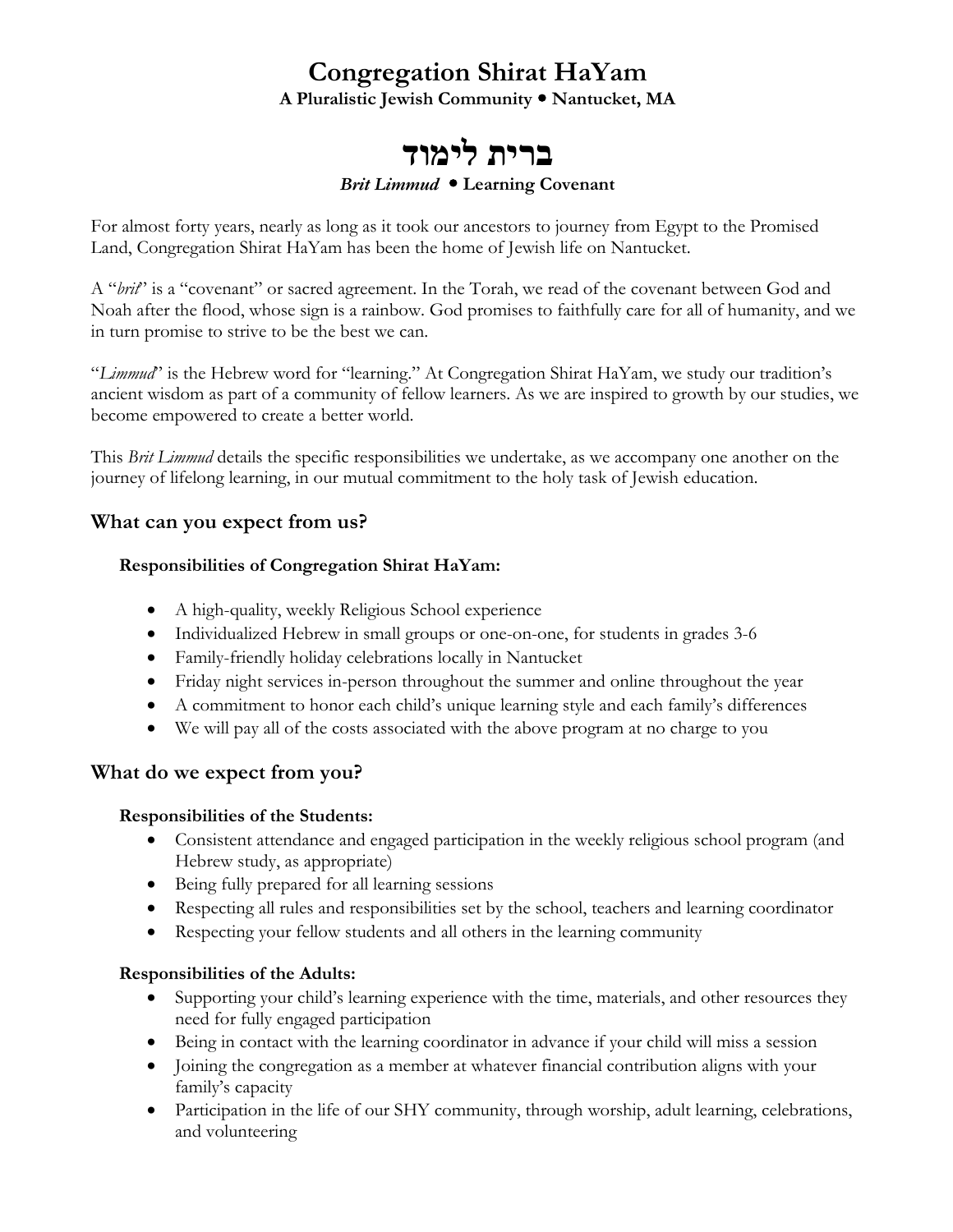# Congregation Shirat HaYam

**A Pluralistic Jewish Community • Nantucket, MA**

# ברית לימוד

***Brit Limmud*** **• Learning Covenant**

For almost forty years, nearly as long as it took our ancestors to journey from Egypt to the Promised Land, Congregation Shirat HaYam has been the home of Jewish life on Nantucket.

A "*brit*" is a "covenant" or sacred agreement. In the Torah, we read of the covenant between God and Noah after the flood, whose sign is a rainbow. God promises to faithfully care for all of humanity, and we in turn promise to strive to be the best we can.

"*Limmud*" is the Hebrew word for "learning." At Congregation Shirat HaYam, we study our tradition's ancient wisdom as part of a community of fellow learners. As we are inspired to growth by our studies, we become empowered to create a better world.

This *Brit Limmud* details the specific responsibilities we undertake, as we accompany one another on the journey of lifelong learning, in our mutual commitment to the holy task of Jewish education.

## What can you expect from us?

**Responsibilities of Congregation Shirat HaYam:**

- A high-quality, weekly Religious School experience
- Individualized Hebrew in small groups or one-on-one, for students in grades 3-6
- Family-friendly holiday celebrations locally in Nantucket
- Friday night services in-person throughout the summer and online throughout the year
- A commitment to honor each child's unique learning style and each family's differences
- We will pay all of the costs associated with the above program at no charge to you

## What do we expect from you?

**Responsibilities of the Students:**

- Consistent attendance and engaged participation in the weekly religious school program (and Hebrew study, as appropriate)
- Being fully prepared for all learning sessions
- Respecting all rules and responsibilities set by the school, teachers and learning coordinator
- Respecting your fellow students and all others in the learning community

**Responsibilities of the Adults:**

- Supporting your child's learning experience with the time, materials, and other resources they need for fully engaged participation
- Being in contact with the learning coordinator in advance if your child will miss a session
- Joining the congregation as a member at whatever financial contribution aligns with your family's capacity
- Participation in the life of our SHY community, through worship, adult learning, celebrations, and volunteering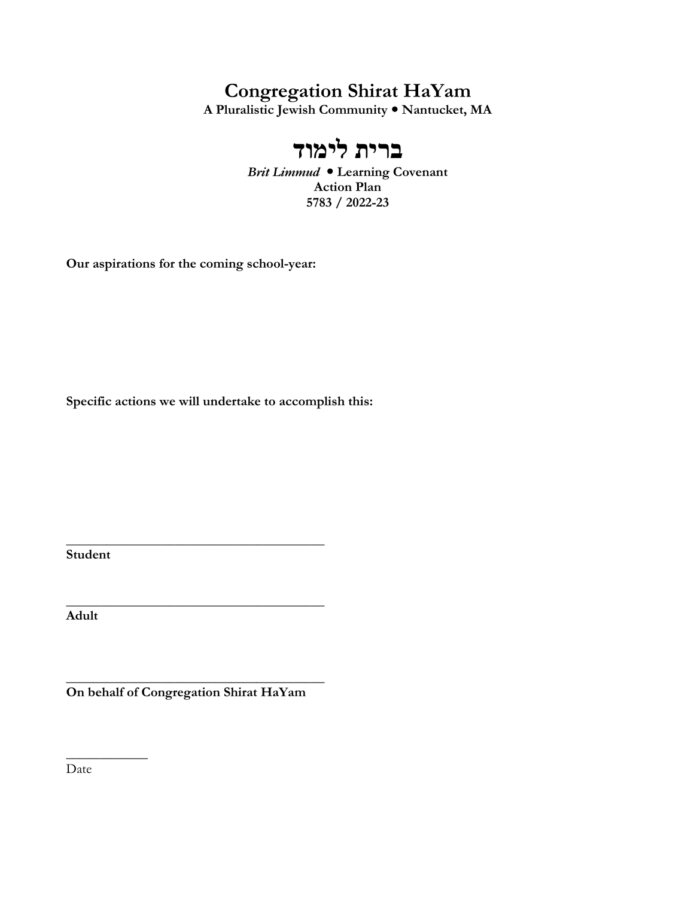# Congregation Shirat HaYam

**A Pluralistic Jewish Community • Nantucket, MA**

# ברית לימוד

***Brit Limmud*** **• Learning Covenant**
**Action Plan**
**5783 / 2022-23**

**Our aspirations for the coming school-year:**

**Specific actions we will undertake to accomplish this:**

_______________________________________
**Student**

_______________________________________
**Adult**

_______________________________________
**On behalf of Congregation Shirat HaYam**

____________
Date